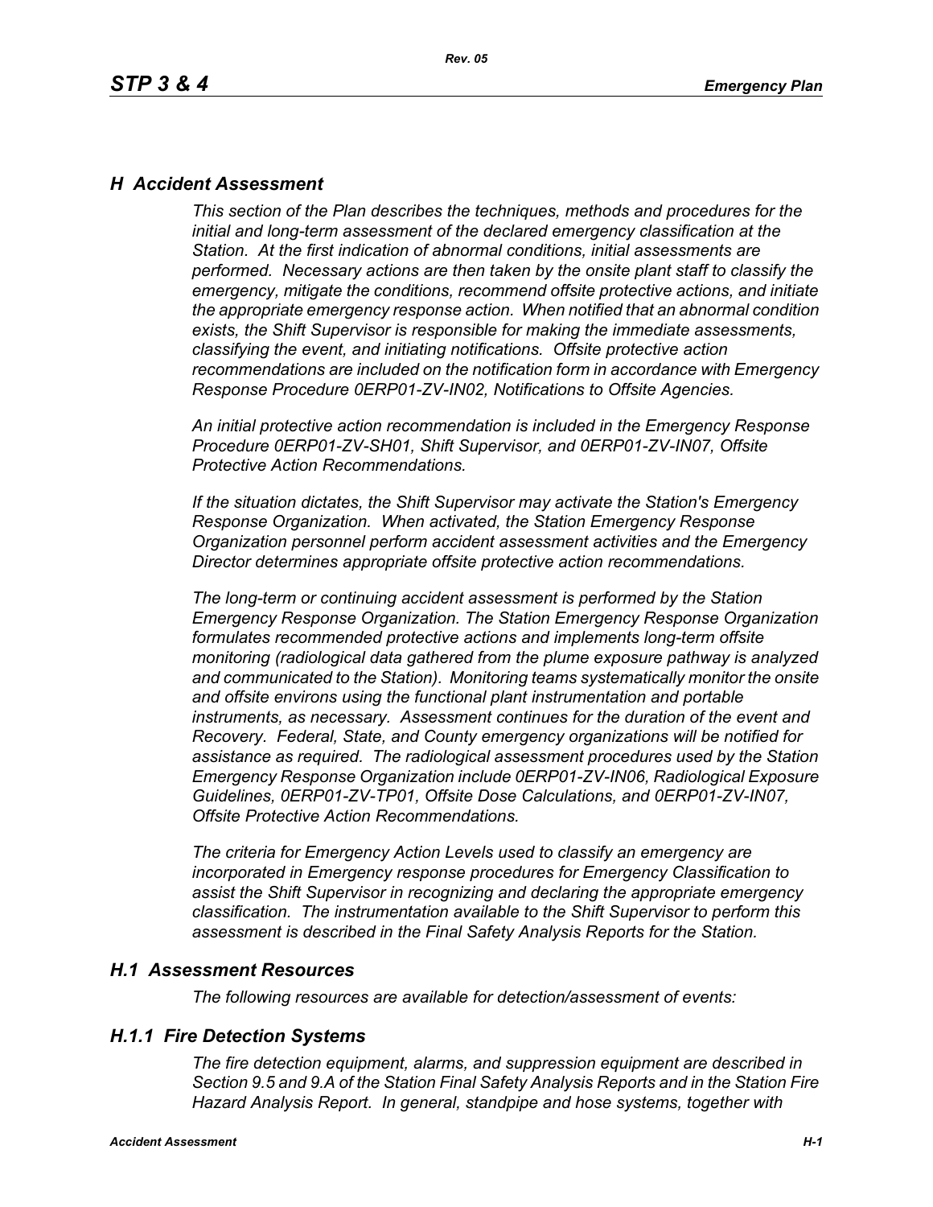# H Accident Assessment

*This section of the Plan describes the techniques, methods and procedures for the initial and long-term assessment of the declared emergency classification at the Station. At the first indication of abnormal conditions, initial assessments are performed. Necessary actions are then taken by the onsite plant staff to classify the emergency, mitigate the conditions, recommend offsite protective actions, and initiate the appropriate emergency response action. When notified that an abnormal condition exists, the Shift Supervisor is responsible for making the immediate assessments, classifying the event, and initiating notifications. Offsite protective action recommendations are included on the notification form in accordance with Emergency Response Procedure 0ERP01-ZV-IN02, Notifications to Offsite Agencies.*

*An initial protective action recommendation is included in the Emergency Response Procedure 0ERP01-ZV-SH01, Shift Supervisor, and 0ERP01-ZV-IN07, Offsite Protective Action Recommendations.*

*If the situation dictates, the Shift Supervisor may activate the Station's Emergency Response Organization. When activated, the Station Emergency Response Organization personnel perform accident assessment activities and the Emergency Director determines appropriate offsite protective action recommendations.*

*The long-term or continuing accident assessment is performed by the Station Emergency Response Organization. The Station Emergency Response Organization formulates recommended protective actions and implements long-term offsite monitoring (radiological data gathered from the plume exposure pathway is analyzed and communicated to the Station). Monitoring teams systematically monitor the onsite and offsite environs using the functional plant instrumentation and portable instruments, as necessary. Assessment continues for the duration of the event and Recovery. Federal, State, and County emergency organizations will be notified for assistance as required. The radiological assessment procedures used by the Station Emergency Response Organization include 0ERP01-ZV-IN06, Radiological Exposure Guidelines, 0ERP01-ZV-TP01, Offsite Dose Calculations, and 0ERP01-ZV-IN07, Offsite Protective Action Recommendations.*

*The criteria for Emergency Action Levels used to classify an emergency are incorporated in Emergency response procedures for Emergency Classification to assist the Shift Supervisor in recognizing and declaring the appropriate emergency classification. The instrumentation available to the Shift Supervisor to perform this assessment is described in the Final Safety Analysis Reports for the Station.*

## H.1 Assessment Resources

*The following resources are available for detection/assessment of events:*

### H.1.1 Fire Detection Systems

*The fire detection equipment, alarms, and suppression equipment are described in Section 9.5 and 9.A of the Station Final Safety Analysis Reports and in the Station Fire Hazard Analysis Report. In general, standpipe and hose systems, together with*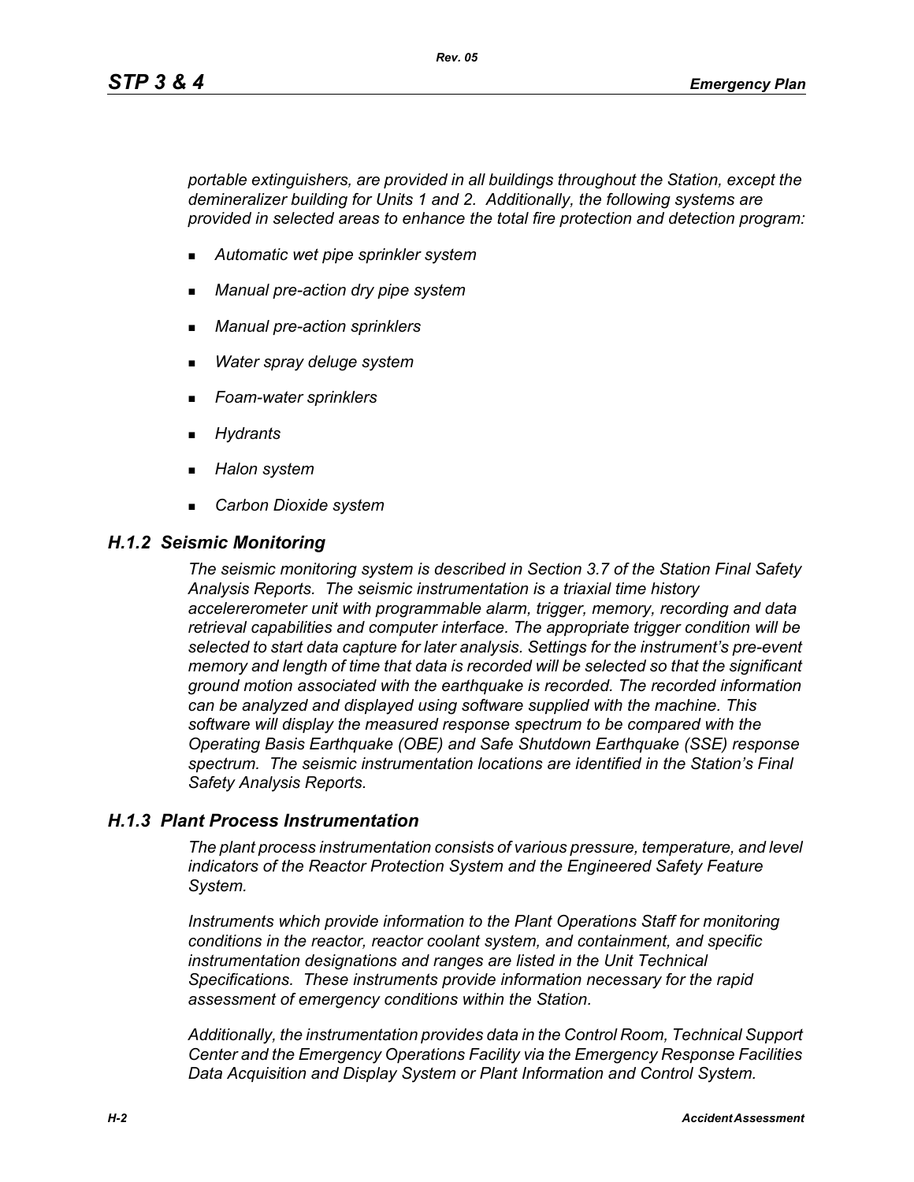*portable extinguishers, are provided in all buildings throughout the Station, except the demineralizer building for Units 1 and 2. Additionally, the following systems are provided in selected areas to enhance the total fire protection and detection program:*

- *Automatic wet pipe sprinkler system*
- *Manual pre-action dry pipe system*
- *Manual pre-action sprinklers*
- *Water spray deluge system*
- *Foam-water sprinklers*
- *Hydrants*
- *Halon system*
- *Carbon Dioxide system*

### *H.1.2 Seismic Monitoring*

*The seismic monitoring system is described in Section 3.7 of the Station Final Safety Analysis Reports. The seismic instrumentation is a triaxial time history accelererometer unit with programmable alarm, trigger, memory, recording and data retrieval capabilities and computer interface. The appropriate trigger condition will be selected to start data capture for later analysis. Settings for the instrument's pre-event memory and length of time that data is recorded will be selected so that the significant ground motion associated with the earthquake is recorded. The recorded information can be analyzed and displayed using software supplied with the machine. This software will display the measured response spectrum to be compared with the Operating Basis Earthquake (OBE) and Safe Shutdown Earthquake (SSE) response spectrum. The seismic instrumentation locations are identified in the Station's Final Safety Analysis Reports.*

### *H.1.3 Plant Process Instrumentation*

*The plant process instrumentation consists of various pressure, temperature, and level indicators of the Reactor Protection System and the Engineered Safety Feature System.*

*Instruments which provide information to the Plant Operations Staff for monitoring conditions in the reactor, reactor coolant system, and containment, and specific instrumentation designations and ranges are listed in the Unit Technical Specifications. These instruments provide information necessary for the rapid assessment of emergency conditions within the Station.*

*Additionally, the instrumentation provides data in the Control Room, Technical Support Center and the Emergency Operations Facility via the Emergency Response Facilities Data Acquisition and Display System or Plant Information and Control System.*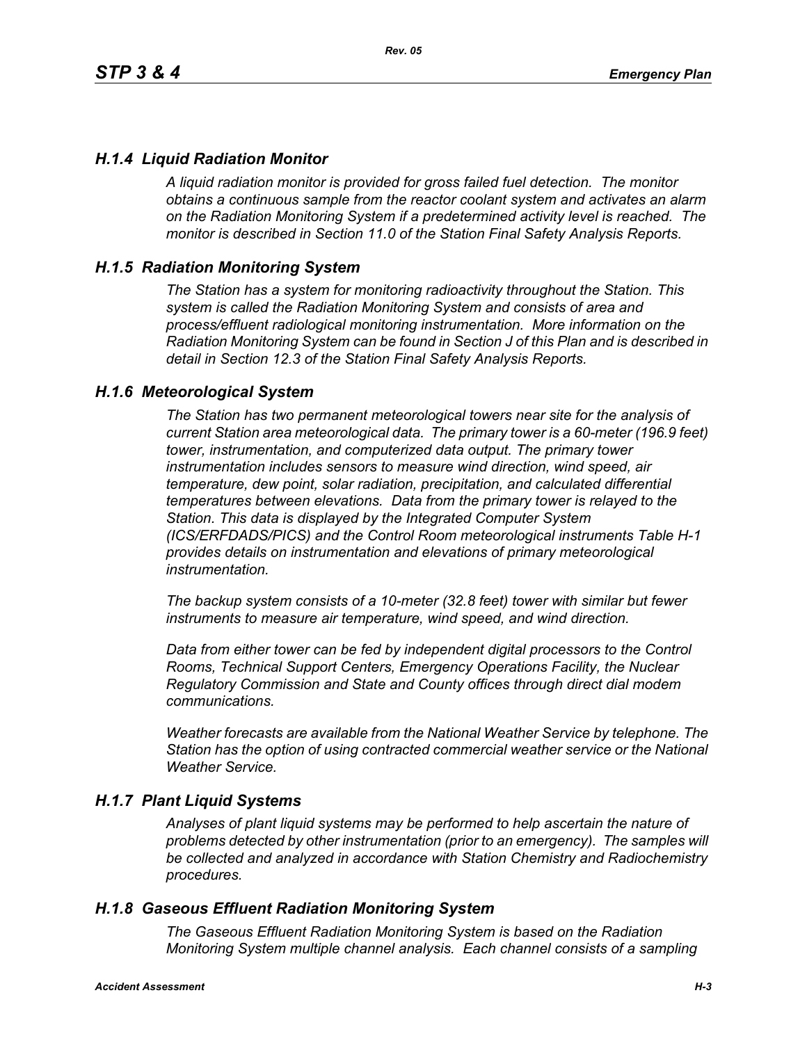### *H.1.4 Liquid Radiation Monitor*

*A liquid radiation monitor is provided for gross failed fuel detection. The monitor obtains a continuous sample from the reactor coolant system and activates an alarm on the Radiation Monitoring System if a predetermined activity level is reached. The monitor is described in Section 11.0 of the Station Final Safety Analysis Reports.*

### *H.1.5 Radiation Monitoring System*

*The Station has a system for monitoring radioactivity throughout the Station. This system is called the Radiation Monitoring System and consists of area and process/effluent radiological monitoring instrumentation. More information on the Radiation Monitoring System can be found in Section J of this Plan and is described in detail in Section 12.3 of the Station Final Safety Analysis Reports.*

### *H.1.6 Meteorological System*

*The Station has two permanent meteorological towers near site for the analysis of current Station area meteorological data. The primary tower is a 60-meter (196.9 feet) tower, instrumentation, and computerized data output. The primary tower instrumentation includes sensors to measure wind direction, wind speed, air temperature, dew point, solar radiation, precipitation, and calculated differential temperatures between elevations. Data from the primary tower is relayed to the Station. This data is displayed by the Integrated Computer System (ICS/ERFDADS/PICS) and the Control Room meteorological instruments Table H-1 provides details on instrumentation and elevations of primary meteorological instrumentation.*

*The backup system consists of a 10-meter (32.8 feet) tower with similar but fewer instruments to measure air temperature, wind speed, and wind direction.*

*Data from either tower can be fed by independent digital processors to the Control Rooms, Technical Support Centers, Emergency Operations Facility, the Nuclear Regulatory Commission and State and County offices through direct dial modem communications.*

*Weather forecasts are available from the National Weather Service by telephone. The Station has the option of using contracted commercial weather service or the National Weather Service.*

### *H.1.7 Plant Liquid Systems*

*Analyses of plant liquid systems may be performed to help ascertain the nature of problems detected by other instrumentation (prior to an emergency). The samples will be collected and analyzed in accordance with Station Chemistry and Radiochemistry procedures.*

### *H.1.8 Gaseous Effluent Radiation Monitoring System*

*The Gaseous Effluent Radiation Monitoring System is based on the Radiation Monitoring System multiple channel analysis. Each channel consists of a sampling*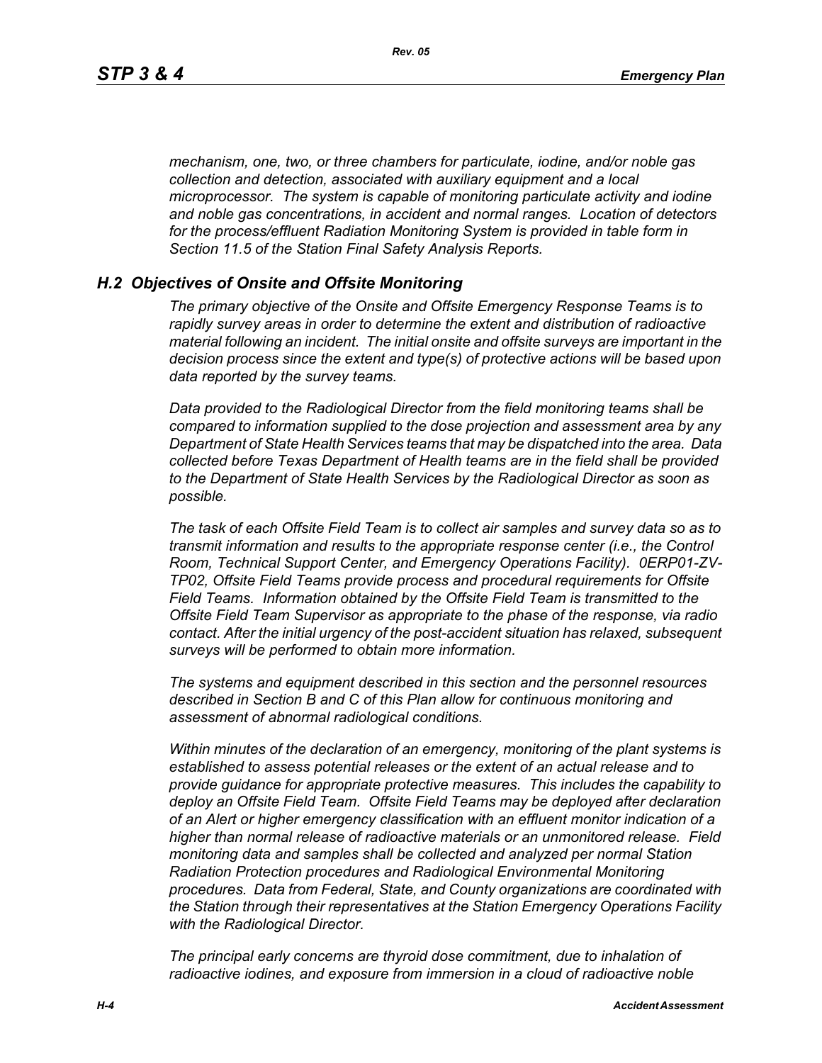*mechanism, one, two, or three chambers for particulate, iodine, and/or noble gas collection and detection, associated with auxiliary equipment and a local microprocessor. The system is capable of monitoring particulate activity and iodine and noble gas concentrations, in accident and normal ranges. Location of detectors for the process/effluent Radiation Monitoring System is provided in table form in Section 11.5 of the Station Final Safety Analysis Reports.*

## *H.2 Objectives of Onsite and Offsite Monitoring*

*The primary objective of the Onsite and Offsite Emergency Response Teams is to rapidly survey areas in order to determine the extent and distribution of radioactive material following an incident. The initial onsite and offsite surveys are important in the decision process since the extent and type(s) of protective actions will be based upon data reported by the survey teams.*

*Data provided to the Radiological Director from the field monitoring teams shall be compared to information supplied to the dose projection and assessment area by any Department of State Health Services teams that may be dispatched into the area. Data collected before Texas Department of Health teams are in the field shall be provided to the Department of State Health Services by the Radiological Director as soon as possible.*

*The task of each Offsite Field Team is to collect air samples and survey data so as to transmit information and results to the appropriate response center (i.e., the Control Room, Technical Support Center, and Emergency Operations Facility). 0ERP01-ZV-TP02, Offsite Field Teams provide process and procedural requirements for Offsite Field Teams. Information obtained by the Offsite Field Team is transmitted to the Offsite Field Team Supervisor as appropriate to the phase of the response, via radio contact. After the initial urgency of the post-accident situation has relaxed, subsequent surveys will be performed to obtain more information.*

*The systems and equipment described in this section and the personnel resources described in Section B and C of this Plan allow for continuous monitoring and assessment of abnormal radiological conditions.*

*Within minutes of the declaration of an emergency, monitoring of the plant systems is established to assess potential releases or the extent of an actual release and to provide guidance for appropriate protective measures. This includes the capability to deploy an Offsite Field Team. Offsite Field Teams may be deployed after declaration of an Alert or higher emergency classification with an effluent monitor indication of a higher than normal release of radioactive materials or an unmonitored release. Field monitoring data and samples shall be collected and analyzed per normal Station Radiation Protection procedures and Radiological Environmental Monitoring procedures. Data from Federal, State, and County organizations are coordinated with the Station through their representatives at the Station Emergency Operations Facility with the Radiological Director.*

*The principal early concerns are thyroid dose commitment, due to inhalation of radioactive iodines, and exposure from immersion in a cloud of radioactive noble*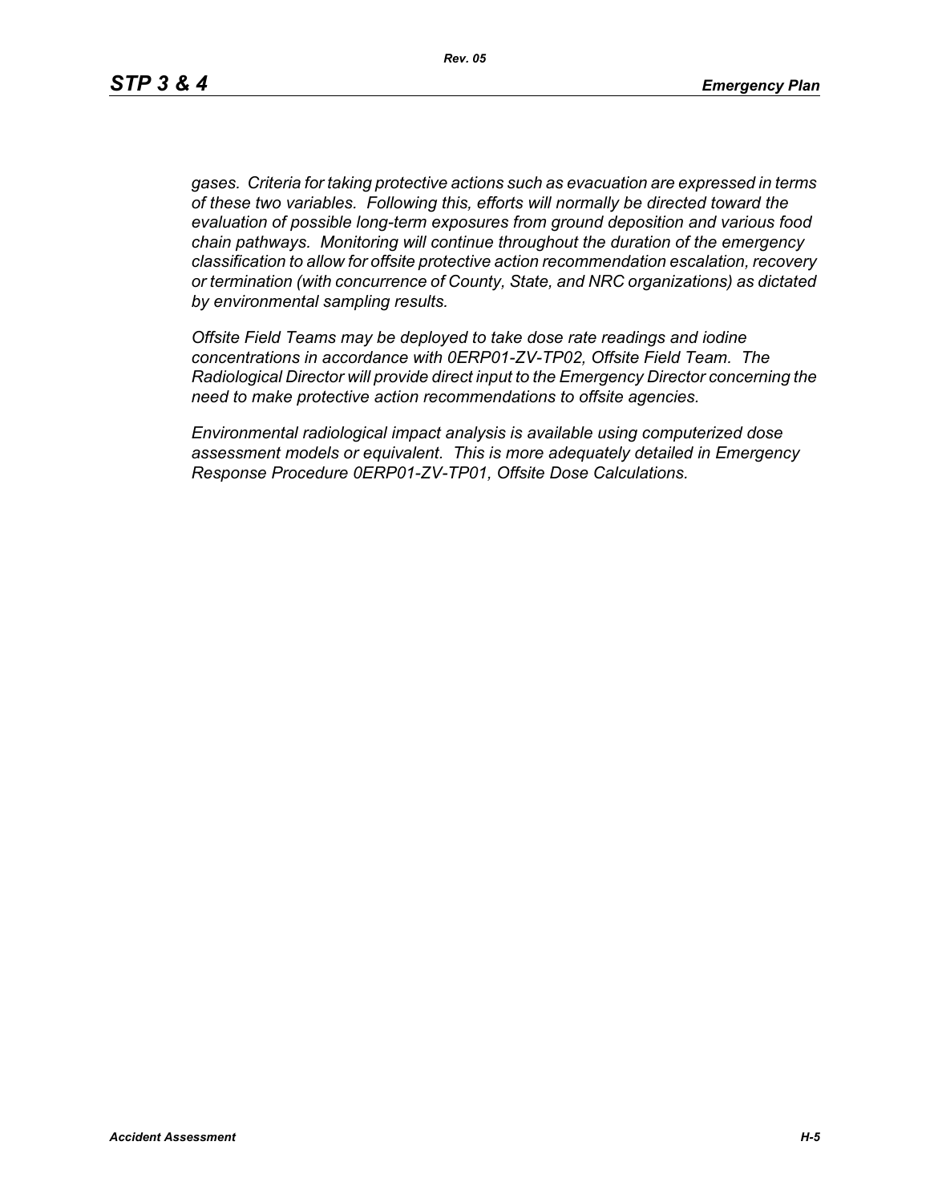*gases. Criteria for taking protective actions such as evacuation are expressed in terms of these two variables. Following this, efforts will normally be directed toward the evaluation of possible long-term exposures from ground deposition and various food chain pathways. Monitoring will continue throughout the duration of the emergency classification to allow for offsite protective action recommendation escalation, recovery or termination (with concurrence of County, State, and NRC organizations) as dictated by environmental sampling results.*

*Offsite Field Teams may be deployed to take dose rate readings and iodine concentrations in accordance with 0ERP01-ZV-TP02, Offsite Field Team. The Radiological Director will provide direct input to the Emergency Director concerning the need to make protective action recommendations to offsite agencies.*

*Environmental radiological impact analysis is available using computerized dose assessment models or equivalent. This is more adequately detailed in Emergency Response Procedure 0ERP01-ZV-TP01, Offsite Dose Calculations.*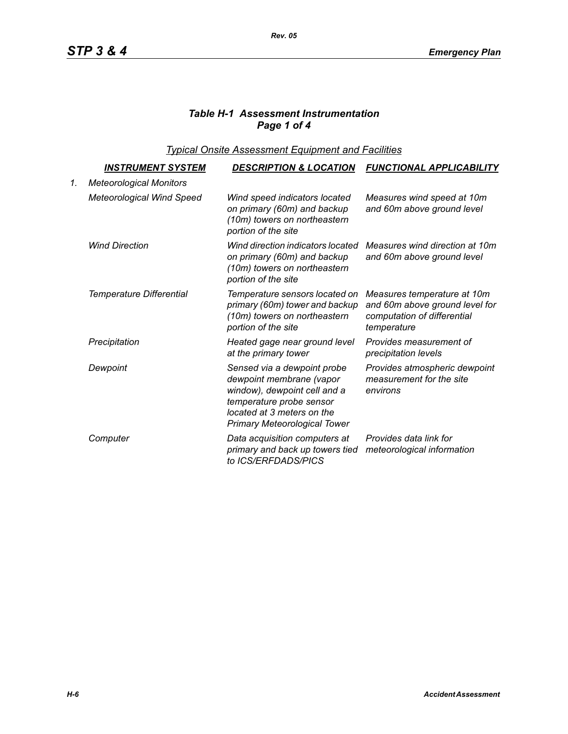### *Table H-1 Assessment Instrumentation*
### *Page 1 of 4*

*Typical Onsite Assessment Equipment and Facilities*

| | INSTRUMENT SYSTEM | DESCRIPTION & LOCATION | FUNCTIONAL APPLICABILITY |
|---|---|---|---|
| 1. | *Meteorological Monitors* | | |
| | *Meteorological Wind Speed* | *Wind speed indicators located on primary (60m) and backup (10m) towers on northeastern portion of the site* | *Measures wind speed at 10m and 60m above ground level* |
| | *Wind Direction* | *Wind direction indicators located on primary (60m) and backup (10m) towers on northeastern portion of the site* | *Measures wind direction at 10m and 60m above ground level* |
| | *Temperature Differential* | *Temperature sensors located on primary (60m) tower and backup (10m) towers on northeastern portion of the site* | *Measures temperature at 10m and 60m above ground level for computation of differential temperature* |
| | *Precipitation* | *Heated gage near ground level at the primary tower* | *Provides measurement of precipitation levels* |
| | *Dewpoint* | *Sensed via a dewpoint probe dewpoint membrane (vapor window), dewpoint cell and a temperature probe sensor located at 3 meters on the Primary Meteorological Tower* | *Provides atmospheric dewpoint measurement for the site environs* |
| | *Computer* | *Data acquisition computers at primary and back up towers tied to ICS/ERFDADS/PICS* | *Provides data link for meteorological information* |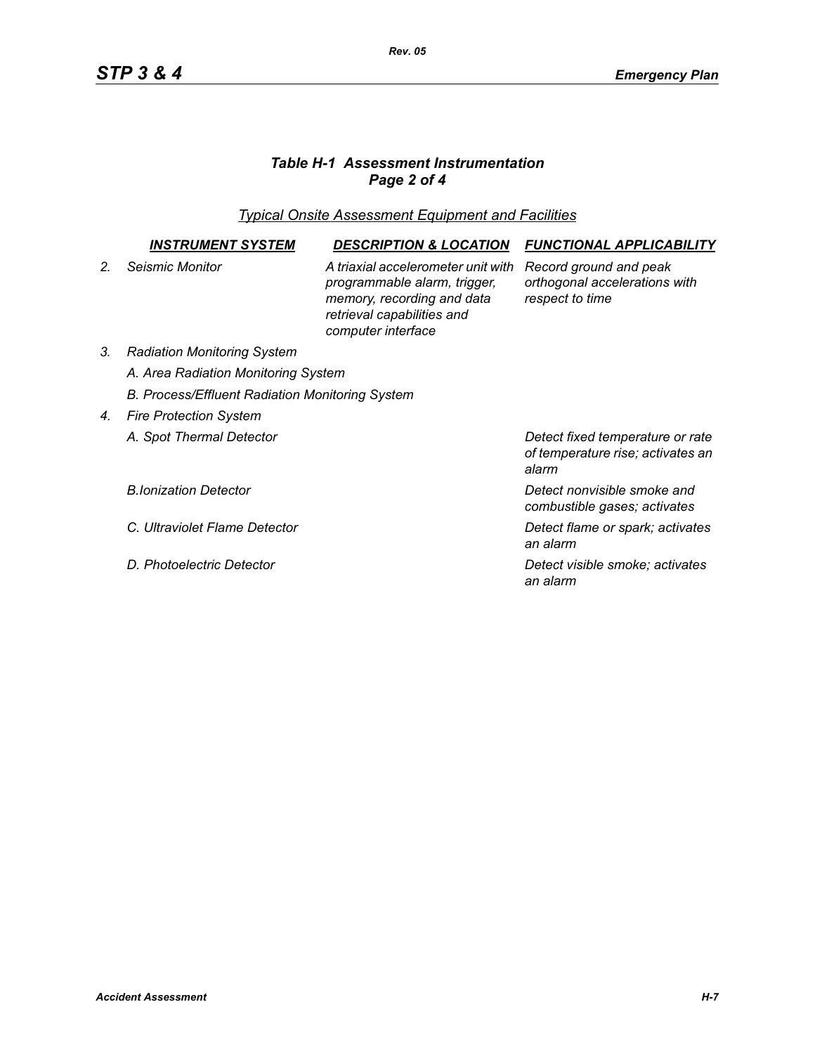### *Table H-1 Assessment Instrumentation*
### *Page 2 of 4*

*Typical Onsite Assessment Equipment and Facilities*

| | INSTRUMENT SYSTEM | DESCRIPTION & LOCATION | FUNCTIONAL APPLICABILITY |
|---|---|---|---|
| *2.* | *Seismic Monitor* | *A triaxial accelerometer unit with programmable alarm, trigger, memory, recording and data retrieval capabilities and computer interface* | *Record ground and peak orthogonal accelerations with respect to time* |
| *3.* | *Radiation Monitoring System* | | |
| | *A. Area Radiation Monitoring System* | | |
| | *B. Process/Effluent Radiation Monitoring System* | | |
| *4.* | *Fire Protection System* | | |
| | *A. Spot Thermal Detector* | | *Detect fixed temperature or rate of temperature rise; activates an alarm* |
| | *B.Ionization Detector* | | *Detect nonvisible smoke and combustible gases; activates* |
| | *C. Ultraviolet Flame Detector* | | *Detect flame or spark; activates an alarm* |
| | *D. Photoelectric Detector* | | *Detect visible smoke; activates an alarm* |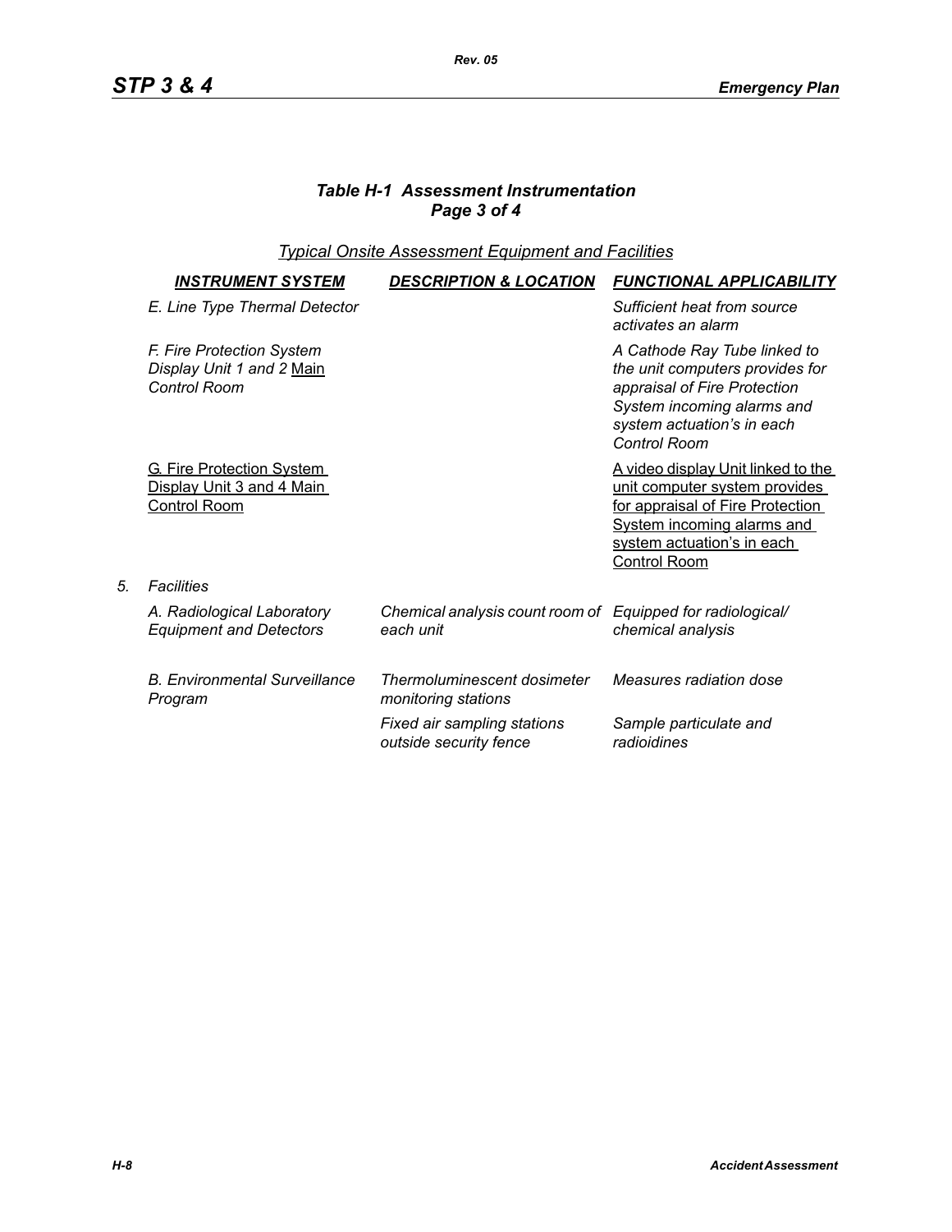### *Table H-1 Assessment Instrumentation*
### *Page 3 of 4*

*Typical Onsite Assessment Equipment and Facilities*

| | INSTRUMENT SYSTEM | DESCRIPTION & LOCATION | FUNCTIONAL APPLICABILITY |
|---|---|---|---|
| | *E. Line Type Thermal Detector* | | *Sufficient heat from source activates an alarm* |
| | *F. Fire Protection System Display Unit 1 and 2* Main *Control Room* | | *A Cathode Ray Tube linked to the unit computers provides for appraisal of Fire Protection System incoming alarms and system actuation's in each Control Room* |
| | G. Fire Protection System Display Unit 3 and 4 Main Control Room | | A video display Unit linked to the unit computer system provides for appraisal of Fire Protection System incoming alarms and system actuation's in each Control Room |
| *5.* | *Facilities* | | |
| | *A. Radiological Laboratory Equipment and Detectors* | *Chemical analysis count room of each unit* | *Equipped for radiological/ chemical analysis* |
| | *B. Environmental Surveillance Program* | *Thermoluminescent dosimeter monitoring stations* | *Measures radiation dose* |
| | | *Fixed air sampling stations outside security fence* | *Sample particulate and radioidines* |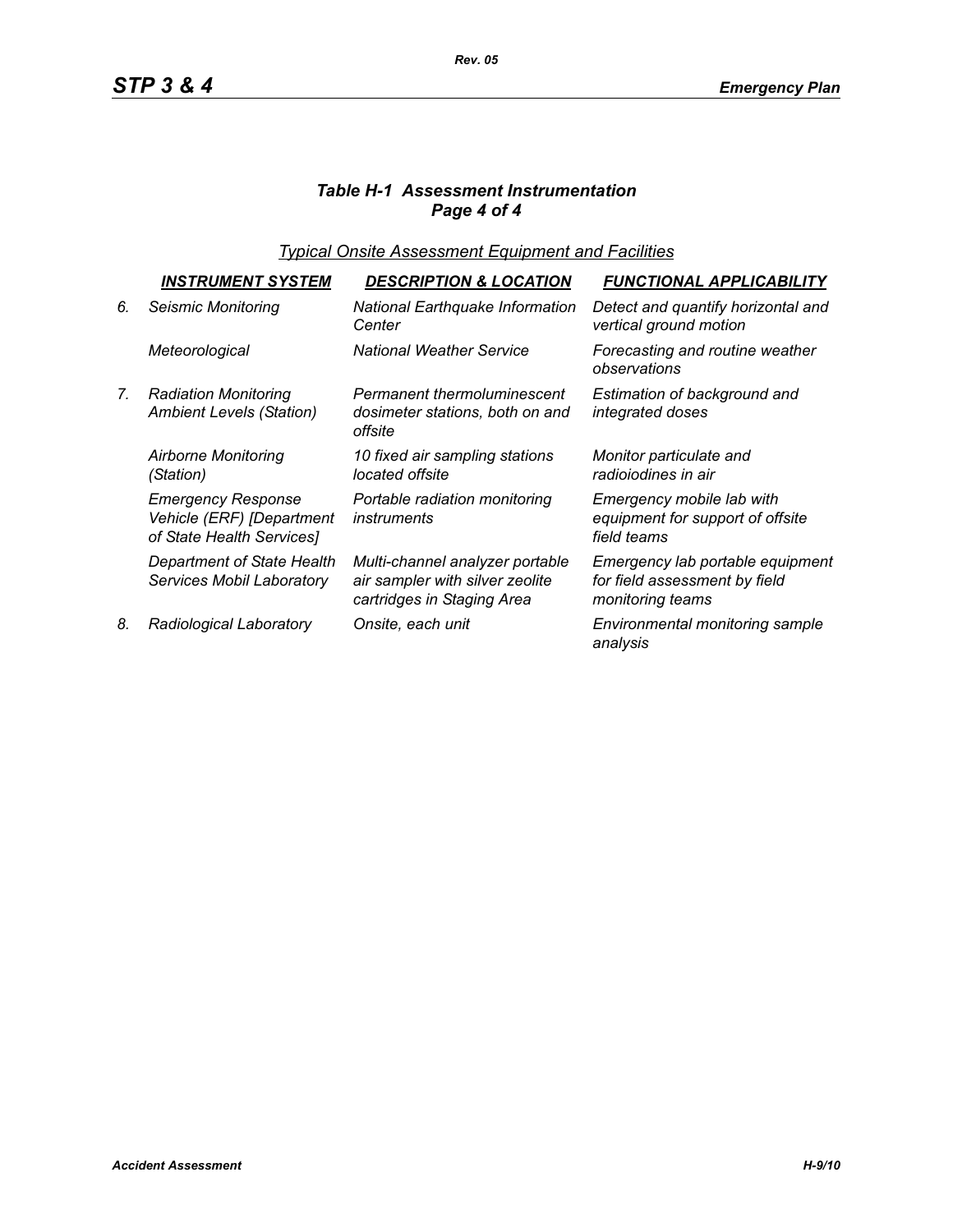### *Table H-1 Assessment Instrumentation*
### *Page 4 of 4*

*Typical Onsite Assessment Equipment and Facilities*

| | *INSTRUMENT SYSTEM* | *DESCRIPTION & LOCATION* | *FUNCTIONAL APPLICABILITY* |
|---|---|---|---|
| *6.* | *Seismic Monitoring* | *National Earthquake Information Center* | *Detect and quantify horizontal and vertical ground motion* |
| | *Meteorological* | *National Weather Service* | *Forecasting and routine weather observations* |
| *7.* | *Radiation Monitoring Ambient Levels (Station)* | *Permanent thermoluminescent dosimeter stations, both on and offsite* | *Estimation of background and integrated doses* |
| | *Airborne Monitoring (Station)* | *10 fixed air sampling stations located offsite* | *Monitor particulate and radioiodines in air* |
| | *Emergency Response Vehicle (ERF) [Department of State Health Services]* | *Portable radiation monitoring instruments* | *Emergency mobile lab with equipment for support of offsite field teams* |
| | *Department of State Health Services Mobil Laboratory* | *Multi-channel analyzer portable air sampler with silver zeolite cartridges in Staging Area* | *Emergency lab portable equipment for field assessment by field monitoring teams* |
| *8.* | *Radiological Laboratory* | *Onsite, each unit* | *Environmental monitoring sample analysis* |